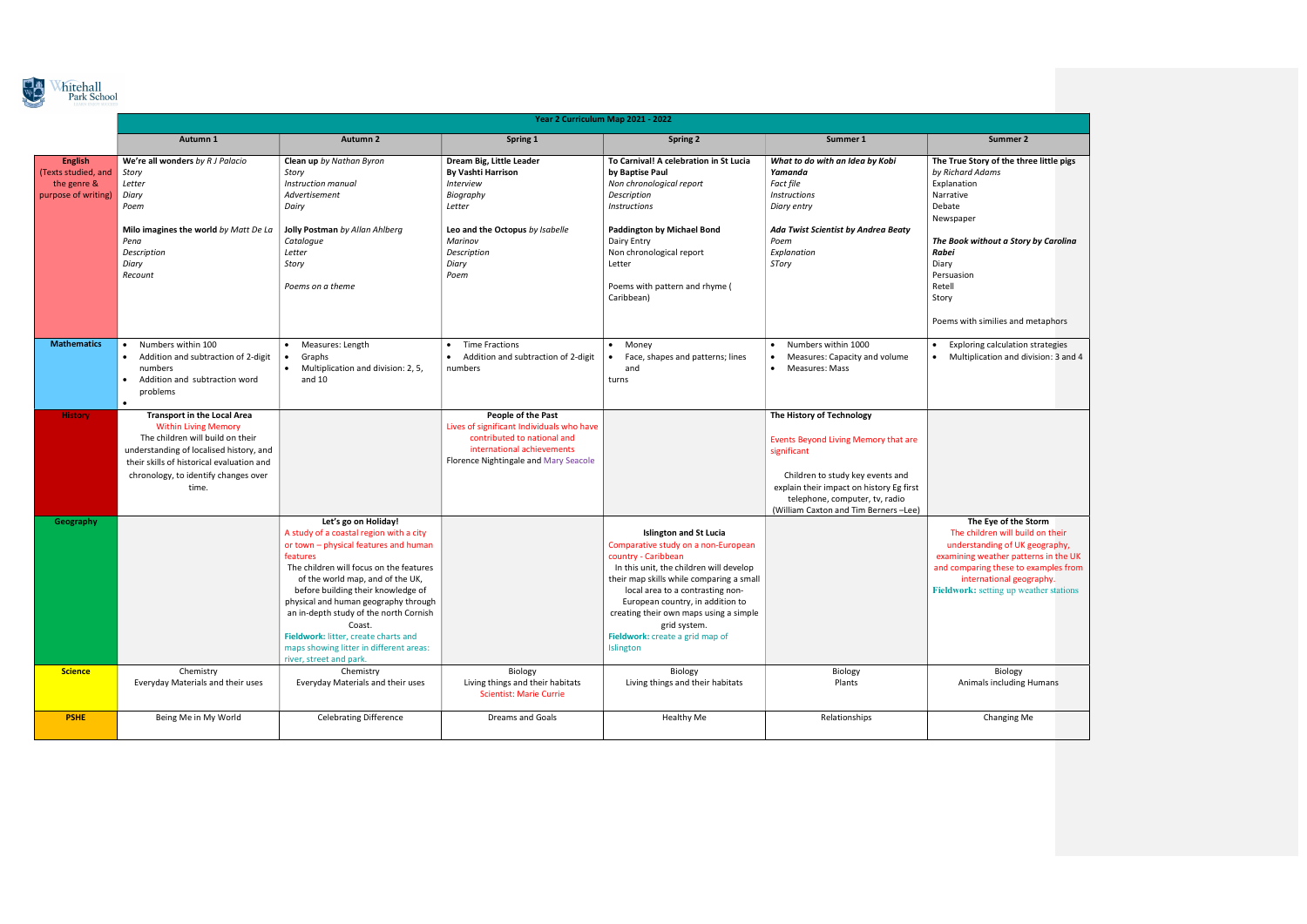Whitehall Park School

| Year 2 Curriculum Map 2021 - 2022 | | | | | | |
|---|---|---|---|---|---|---|
| | **Autumn 1** | **Autumn 2** | **Spring 1** | **Spring 2** | **Summer 1** | **Summer 2** |
| **English** (Texts studied, and the genre & purpose of writing) | **We're all wonders** *by R J Palacio*<br>*Story*<br>*Letter*<br>*Diary*<br>*Poem*<br><br>**Milo imagines the world** *by Matt De La Pena*<br>*Description*<br>*Diary*<br>*Recount* | **Clean up** *by Nathan Byron*<br>*Story*<br>*Instruction manual*<br>*Advertisement*<br>*Dairy*<br><br>**Jolly Postman** *by Allan Ahlberg*<br>*Catalogue*<br>*Letter*<br>*Story*<br><br>*Poems on a theme* | **Dream Big, Little Leader By Vashti Harrison**<br>*Interview*<br>*Biography*<br>*Letter*<br><br>**Leo and the Octopus** *by Isabelle Marinov*<br>*Description*<br>*Diary*<br>*Poem* | **To Carnival! A celebration in St Lucia by Baptise Paul**<br>*Non chronological report*<br>*Description*<br>*Instructions*<br><br>**Paddington by Michael Bond**<br>Dairy Entry<br>Non chronological report<br>Letter<br><br>Poems with pattern and rhyme ( Caribbean) | ***What to do with an Idea by Kobi Yamanda***<br>*Fact file*<br>*Instructions*<br>*Diary entry*<br><br>***Ada Twist Scientist by Andrea Beaty***<br>*Poem*<br>*Explanation*<br>*STory* | **The True Story of the three little pigs** *by Richard Adams*<br>Explanation<br>Narrative<br>Debate<br>Newspaper<br><br>***The Book without a Story by Carolina Rabei***<br>Diary<br>Persuasion<br>Retell<br>Story<br><br>Poems with similies and metaphors |
| **Mathematics** | • Numbers within 100<br>• Addition and subtraction of 2-digit numbers<br>• Addition and subtraction word problems<br>• | • Measures: Length<br>• Graphs<br>• Multiplication and division: 2, 5, and 10 | • Time Fractions<br>• Addition and subtraction of 2-digit numbers | • Money<br>• Face, shapes and patterns; lines and turns | • Numbers within 1000<br>• Measures: Capacity and volume<br>• Measures: Mass | • Exploring calculation strategies<br>• Multiplication and division: 3 and 4 |
| **History** | **Transport in the Local Area**<br>Within Living Memory<br>The children will build on their understanding of localised history, and their skills of historical evaluation and chronology, to identify changes over time. | | **People of the Past**<br>Lives of significant Individuals who have contributed to national and international achievements<br>Florence Nightingale and Mary Seacole | | **The History of Technology**<br><br>Events Beyond Living Memory that are significant<br><br>Children to study key events and explain their impact on history Eg first telephone, computer, tv, radio (William Caxton and Tim Berners –Lee) | |
| **Geography** | | **Let's go on Holiday!**<br>A study of a coastal region with a city or town – physical features and human features<br>The children will focus on the features of the world map, and of the UK, before building their knowledge of physical and human geography through an in-depth study of the north Cornish Coast.<br>**Fieldwork:** litter, create charts and maps showing litter in different areas: river, street and park. | | **Islington and St Lucia**<br>Comparative study on a non-European country - Caribbean<br>In this unit, the children will develop their map skills while comparing a small local area to a contrasting non-European country, in addition to creating their own maps using a simple grid system.<br>**Fieldwork:** create a grid map of Islington | | **The Eye of the Storm**<br>The children will build on their understanding of UK geography, examining weather patterns in the UK and comparing these to examples from international geography.<br>**Fieldwork:** setting up weather stations |
| **Science** | Chemistry<br>Everyday Materials and their uses | Chemistry<br>Everyday Materials and their uses | Biology<br>Living things and their habitats<br>Scientist: Marie Currie | Biology<br>Living things and their habitats | Biology<br>Plants | Biology<br>Animals including Humans |
| **PSHE** | Being Me in My World | Celebrating Difference | Dreams and Goals | Healthy Me | Relationships | Changing Me |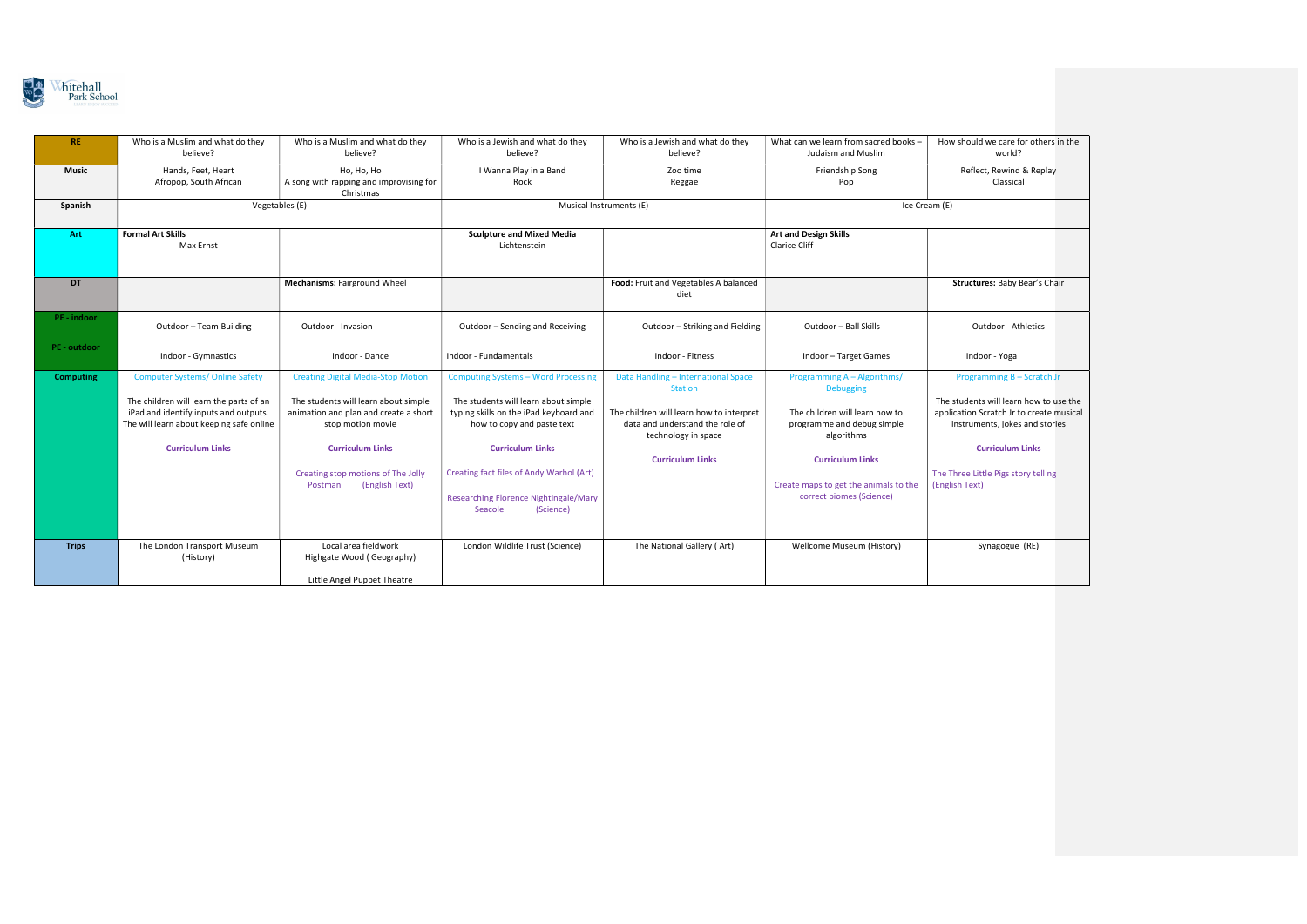| | | | | | | |
|---|---|---|---|---|---|---|
| **RE** | Who is a Muslim and what do they believe? | Who is a Muslim and what do they believe? | Who is a Jewish and what do they believe? | Who is a Jewish and what do they believe? | What can we learn from sacred books – Judaism and Muslim | How should we care for others in the world? |
| **Music** | Hands, Feet, Heart Afropop, South African | Ho, Ho, Ho A song with rapping and improvising for Christmas | I Wanna Play in a Band Rock | Zoo time Reggae | Friendship Song Pop | Reflect, Rewind & Replay Classical |
| **Spanish** | Vegetables (E) | | Musical Instruments (E) | | Ice Cream (E) | |
| **Art** | **Formal Art Skills** Max Ernst | | **Sculpture and Mixed Media** Lichtenstein | | **Art and Design Skills** Clarice Cliff | |
| **DT** | | **Mechanisms:** Fairground Wheel | | **Food:** Fruit and Vegetables A balanced diet | | **Structures:** Baby Bear's Chair |
| **PE - indoor** | Outdoor – Team Building | Outdoor - Invasion | Outdoor – Sending and Receiving | Outdoor – Striking and Fielding | Outdoor – Ball Skills | Outdoor - Athletics |
| **PE - outdoor** | Indoor - Gymnastics | Indoor - Dance | Indoor - Fundamentals | Indoor - Fitness | Indoor – Target Games | Indoor - Yoga |
| **Computing** | Computer Systems/ Online Safety<br><br>The children will learn the parts of an iPad and identify inputs and outputs. The will learn about keeping safe online<br><br>**Curriculum Links** | Creating Digital Media-Stop Motion<br><br>The students will learn about simple animation and plan and create a short stop motion movie<br><br>**Curriculum Links**<br><br>Creating stop motions of The Jolly Postman (English Text) | Computing Systems – Word Processing<br><br>The students will learn about simple typing skills on the iPad keyboard and how to copy and paste text<br><br>**Curriculum Links**<br><br>Creating fact files of Andy Warhol (Art)<br><br>Researching Florence Nightingale/Mary Seacole (Science) | Data Handling – International Space Station<br><br>The children will learn how to interpret data and understand the role of technology in space<br><br>**Curriculum Links** | Programming A – Algorithms/ Debugging<br><br>The children will learn how to programme and debug simple algorithms<br><br>**Curriculum Links**<br><br>Create maps to get the animals to the correct biomes (Science) | Programming B – Scratch Jr<br><br>The students will learn how to use the application Scratch Jr to create musical instruments, jokes and stories<br><br>**Curriculum Links**<br><br>The Three Little Pigs story telling (English Text) |
| **Trips** | The London Transport Museum (History) | Local area fieldwork Highgate Wood ( Geography)<br><br>Little Angel Puppet Theatre | London Wildlife Trust (Science) | The National Gallery ( Art) | Wellcome Museum (History) | Synagogue (RE) |